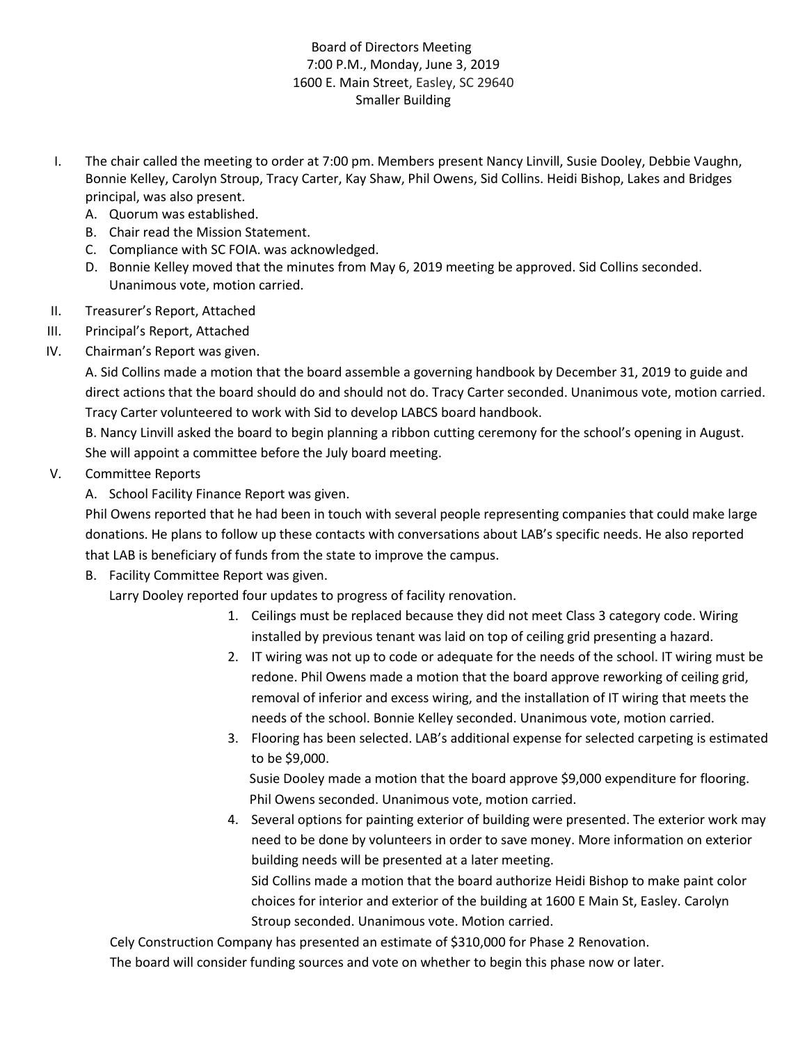Board of Directors Meeting
7:00 P.M., Monday, June 3, 2019
1600 E. Main Street, Easley, SC 29640
Smaller Building

I. The chair called the meeting to order at 7:00 pm. Members present Nancy Linvill, Susie Dooley, Debbie Vaughn, Bonnie Kelley, Carolyn Stroup, Tracy Carter, Kay Shaw, Phil Owens, Sid Collins. Heidi Bishop, Lakes and Bridges principal, was also present.
   A. Quorum was established.
   B. Chair read the Mission Statement.
   C. Compliance with SC FOIA. was acknowledged.
   D. Bonnie Kelley moved that the minutes from May 6, 2019 meeting be approved. Sid Collins seconded. Unanimous vote, motion carried.

II. Treasurer's Report, Attached

III. Principal's Report, Attached

IV. Chairman's Report was given.

   A. Sid Collins made a motion that the board assemble a governing handbook by December 31, 2019 to guide and direct actions that the board should do and should not do. Tracy Carter seconded. Unanimous vote, motion carried. Tracy Carter volunteered to work with Sid to develop LABCS board handbook.

   B. Nancy Linvill asked the board to begin planning a ribbon cutting ceremony for the school's opening in August. She will appoint a committee before the July board meeting.

V. Committee Reports

   A. School Facility Finance Report was given.

   Phil Owens reported that he had been in touch with several people representing companies that could make large donations. He plans to follow up these contacts with conversations about LAB's specific needs. He also reported that LAB is beneficiary of funds from the state to improve the campus.

   B. Facility Committee Report was given.

   Larry Dooley reported four updates to progress of facility renovation.

   1. Ceilings must be replaced because they did not meet Class 3 category code. Wiring installed by previous tenant was laid on top of ceiling grid presenting a hazard.
   2. IT wiring was not up to code or adequate for the needs of the school. IT wiring must be redone. Phil Owens made a motion that the board approve reworking of ceiling grid, removal of inferior and excess wiring, and the installation of IT wiring that meets the needs of the school. Bonnie Kelley seconded. Unanimous vote, motion carried.
   3. Flooring has been selected. LAB's additional expense for selected carpeting is estimated to be $9,000.

      Susie Dooley made a motion that the board approve $9,000 expenditure for flooring. Phil Owens seconded. Unanimous vote, motion carried.
   4. Several options for painting exterior of building were presented. The exterior work may need to be done by volunteers in order to save money. More information on exterior building needs will be presented at a later meeting.

      Sid Collins made a motion that the board authorize Heidi Bishop to make paint color choices for interior and exterior of the building at 1600 E Main St, Easley. Carolyn Stroup seconded. Unanimous vote. Motion carried.

   Cely Construction Company has presented an estimate of $310,000 for Phase 2 Renovation.

   The board will consider funding sources and vote on whether to begin this phase now or later.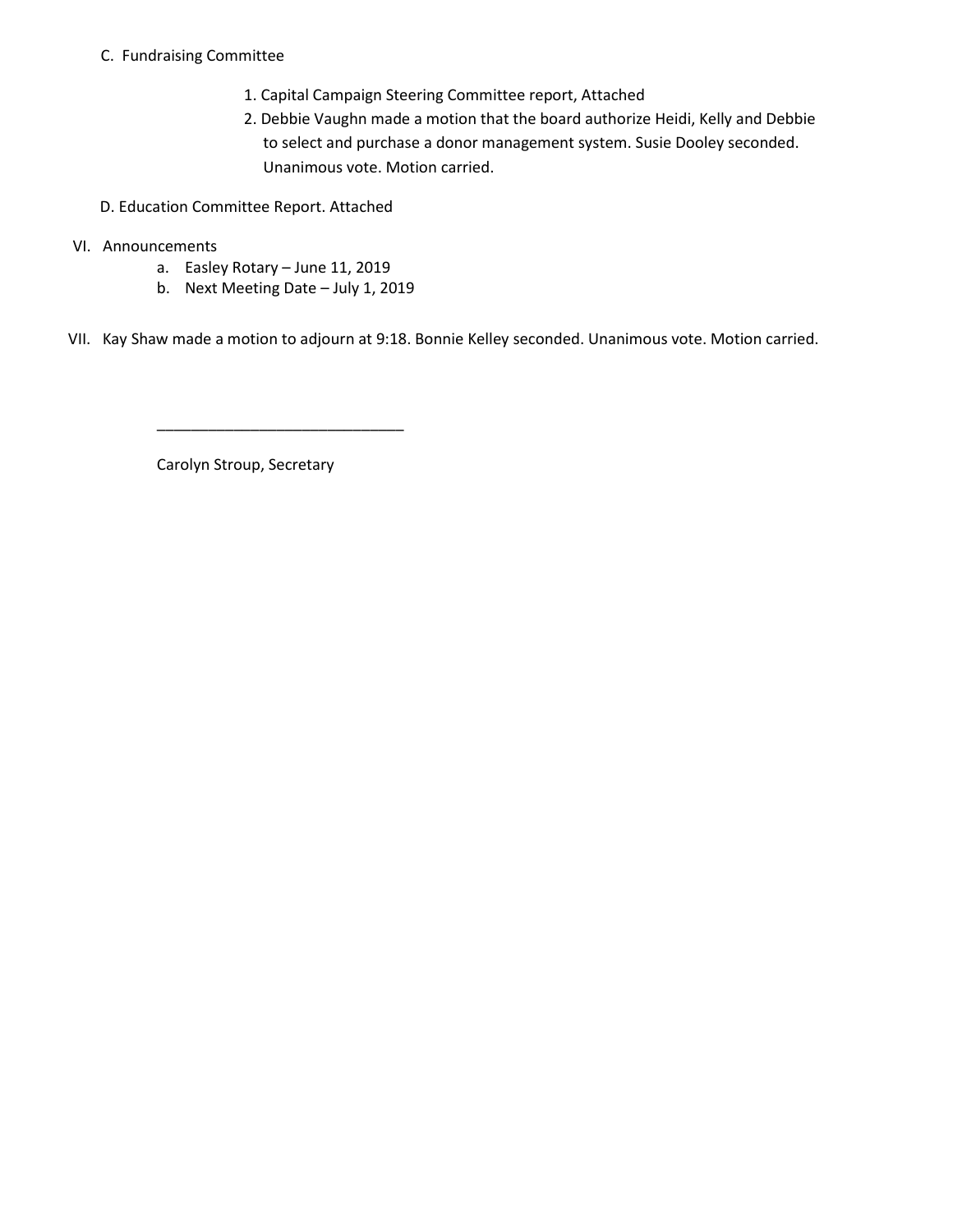C. Fundraising Committee

1. Capital Campaign Steering Committee report, Attached
2. Debbie Vaughn made a motion that the board authorize Heidi, Kelly and Debbie to select and purchase a donor management system. Susie Dooley seconded. Unanimous vote. Motion carried.

D. Education Committee Report. Attached

VI. Announcements

a. Easley Rotary – June 11, 2019
b. Next Meeting Date – July 1, 2019

VII. Kay Shaw made a motion to adjourn at 9:18. Bonnie Kelley seconded. Unanimous vote. Motion carried.

_____________________________

Carolyn Stroup, Secretary